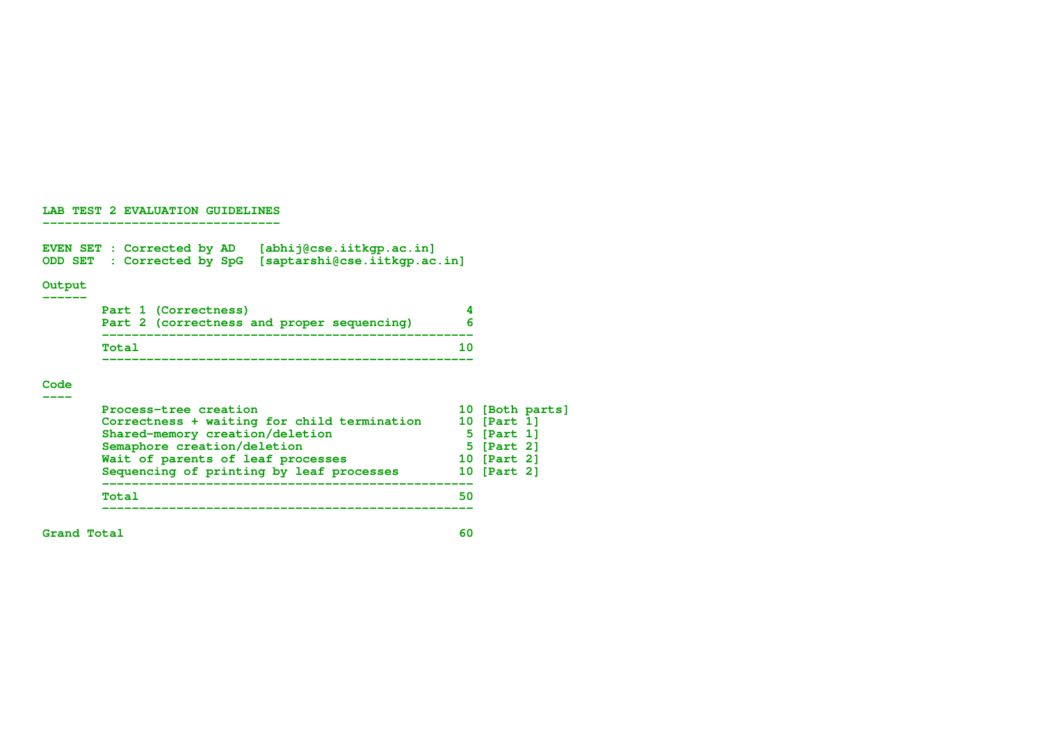# LAB TEST 2 EVALUATION GUIDELINES

EVEN SET : Corrected by AD [abhij@cse.iitkgp.ac.in]
ODD SET : Corrected by SpG [saptarshi@cse.iitkgp.ac.in]

## Output

| Item | Marks |
|---|---|
| Part 1 (Correctness) | 4 |
| Part 2 (correctness and proper sequencing) | 6 |
| Total | 10 |

## Code

| Item | Marks | |
|---|---|---|
| Process-tree creation | 10 | [Both parts] |
| Correctness + waiting for child termination | 10 | [Part 1] |
| Shared-memory creation/deletion | 5 | [Part 1] |
| Semaphore creation/deletion | 5 | [Part 2] |
| Wait of parents of leaf processes | 10 | [Part 2] |
| Sequencing of printing by leaf processes | 10 | [Part 2] |
| Total | 50 | |

**Grand Total** 60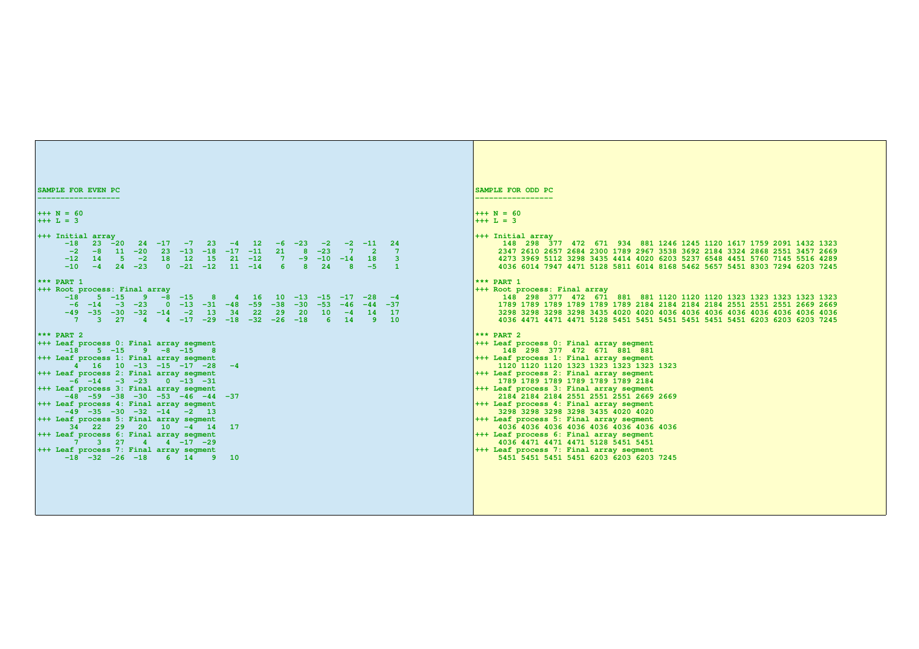```
SAMPLE FOR EVEN PC
-----------------

+++ N = 60
+++ L = 3

+++ Initial array
     -18   23  -20   24  -17   -7   23   -4   12   -6  -23   -2   -2  -11   24
      -2   -8   11  -20   23  -13  -18  -17  -11   21    8  -23    7    2    7
     -12   14    5   -2   18   12   15   21  -12    7   -9  -10  -14   18    3
     -10   -4   24  -23    0  -21  -12   11  -14    6    8   24    8   -5    1

*** PART 1
+++ Root process: Final array
     -18    5  -15    9   -8  -15    8    4   16   10  -13  -15  -17  -28   -4
      -6  -14   -3  -23    0  -13  -31  -48  -59  -38  -30  -53  -46  -44  -37
     -49  -35  -30  -32  -14   -2   13   34   22   29   20   10   -4   14   17
       7    3   27    4    4  -17  -29  -18  -32  -26  -18    6   14    9   10

*** PART 2
+++ Leaf process 0: Final array segment
     -18    5  -15    9   -8  -15    8
+++ Leaf process 1: Final array segment
       4   16   10  -13  -15  -17  -28   -4
+++ Leaf process 2: Final array segment
      -6  -14   -3  -23    0  -13  -31
+++ Leaf process 3: Final array segment
     -48  -59  -38  -30  -53  -46  -44  -37
+++ Leaf process 4: Final array segment
     -49  -35  -30  -32  -14   -2   13
+++ Leaf process 5: Final array segment
      34   22   29   20   10   -4   14   17
+++ Leaf process 6: Final array segment
       7    3   27    4    4  -17  -29
+++ Leaf process 7: Final array segment
     -18  -32  -26  -18    6   14    9   10
```

```
SAMPLE FOR ODD PC
-----------------

+++ N = 60
+++ L = 3

+++ Initial array
      148  298  377  472  671  934  881 1246 1245 1120 1617 1759 2091 1432 1323
     2347 2610 2657 2684 2300 1789 2967 3538 3692 2184 3324 2868 2551 3457 2669
     4273 3969 5112 3298 3435 4414 4020 6203 5237 6548 4451 5760 7145 5516 4289
     4036 6014 7947 4471 5128 5811 6014 8168 5462 5657 5451 8303 7294 6203 7245

*** PART 1
+++ Root process: Final array
      148  298  377  472  671  881  881 1120 1120 1120 1323 1323 1323 1323 1323
     1789 1789 1789 1789 1789 1789 2184 2184 2184 2184 2551 2551 2551 2669 2669
     3298 3298 3298 3298 3435 4020 4020 4036 4036 4036 4036 4036 4036 4036 4036
     4036 4471 4471 4471 5128 5451 5451 5451 5451 5451 5451 6203 6203 6203 7245

*** PART 2
+++ Leaf process 0: Final array segment
      148  298  377  472  671  881  881
+++ Leaf process 1: Final array segment
     1120 1120 1120 1323 1323 1323 1323 1323
+++ Leaf process 2: Final array segment
     1789 1789 1789 1789 1789 1789 2184
+++ Leaf process 3: Final array segment
     2184 2184 2184 2551 2551 2551 2669 2669
+++ Leaf process 4: Final array segment
     3298 3298 3298 3298 3435 4020 4020
+++ Leaf process 5: Final array segment
     4036 4036 4036 4036 4036 4036 4036 4036
+++ Leaf process 6: Final array segment
     4036 4471 4471 4471 5128 5451 5451
+++ Leaf process 7: Final array segment
     5451 5451 5451 5451 6203 6203 6203 7245
```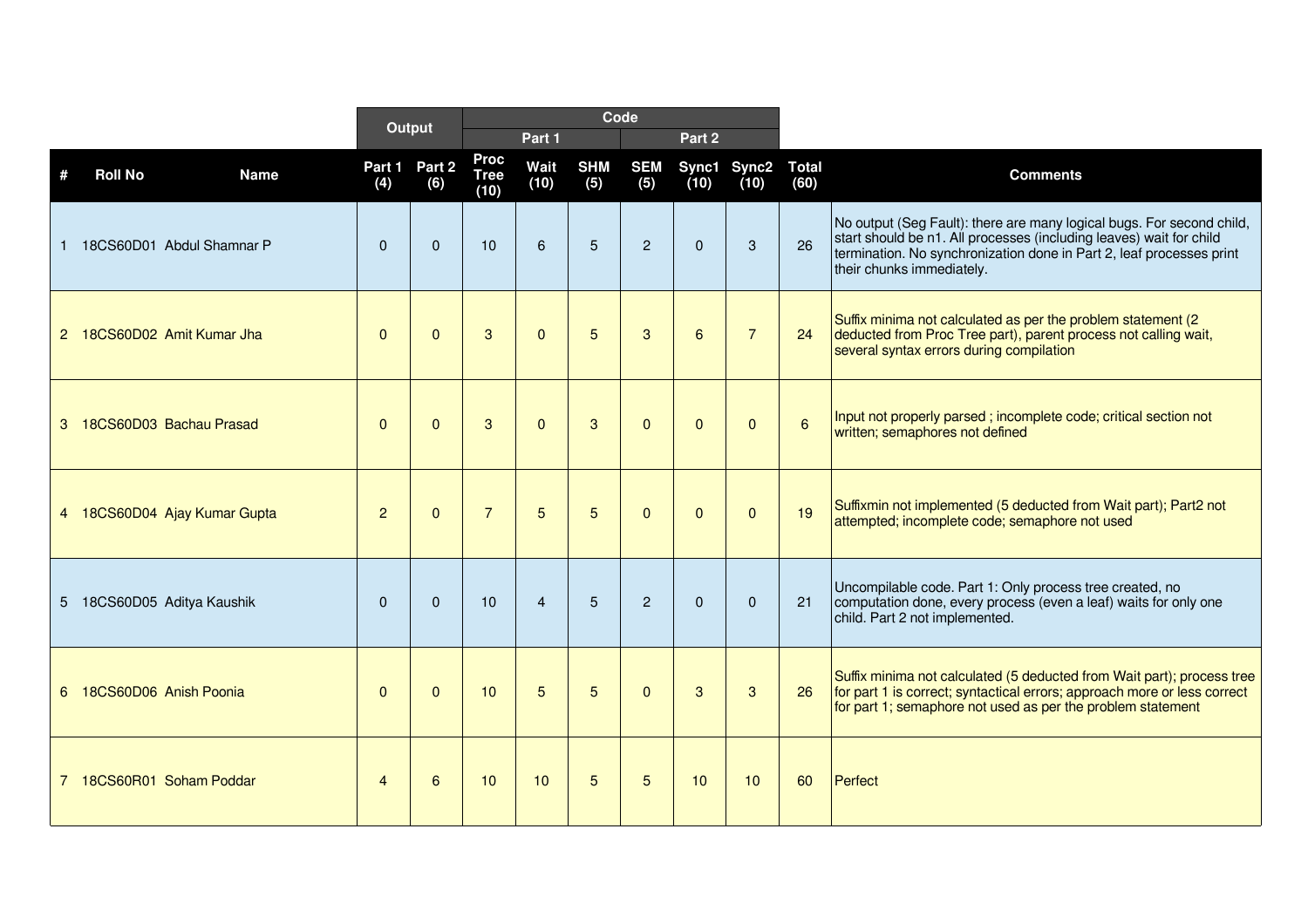| | | | Output | | Code | | | | | | | |
|---|---|---|---|---|---|---|---|---|---|---|---|---|
| | | | | | Part 1 | | | Part 2 | | | | |
| # | Roll No | Name | Part 1 (4) | Part 2 (6) | Proc Tree (10) | Wait (10) | SHM (5) | SEM (5) | Sync1 (10) | Sync2 (10) | Total (60) | Comments |
| 1 | 18CS60D01 | Abdul Shamnar P | 0 | 0 | 10 | 6 | 5 | 2 | 0 | 3 | 26 | No output (Seg Fault): there are many logical bugs. For second child, start should be n1. All processes (including leaves) wait for child termination. No synchronization done in Part 2, leaf processes print their chunks immediately. |
| 2 | 18CS60D02 | Amit Kumar Jha | 0 | 0 | 3 | 0 | 5 | 3 | 6 | 7 | 24 | Suffix minima not calculated as per the problem statement (2 deducted from Proc Tree part), parent process not calling wait, several syntax errors during compilation |
| 3 | 18CS60D03 | Bachau Prasad | 0 | 0 | 3 | 0 | 3 | 0 | 0 | 0 | 6 | Input not properly parsed ; incomplete code; critical section not written; semaphores not defined |
| 4 | 18CS60D04 | Ajay Kumar Gupta | 2 | 0 | 7 | 5 | 5 | 0 | 0 | 0 | 19 | Suffixmin not implemented (5 deducted from Wait part); Part2 not attempted; incomplete code; semaphore not used |
| 5 | 18CS60D05 | Aditya Kaushik | 0 | 0 | 10 | 4 | 5 | 2 | 0 | 0 | 21 | Uncompilable code. Part 1: Only process tree created, no computation done, every process (even a leaf) waits for only one child. Part 2 not implemented. |
| 6 | 18CS60D06 | Anish Poonia | 0 | 0 | 10 | 5 | 5 | 0 | 3 | 3 | 26 | Suffix minima not calculated (5 deducted from Wait part); process tree for part 1 is correct; syntactical errors; approach more or less correct for part 1; semaphore not used as per the problem statement |
| 7 | 18CS60R01 | Soham Poddar | 4 | 6 | 10 | 10 | 5 | 5 | 10 | 10 | 60 | Perfect |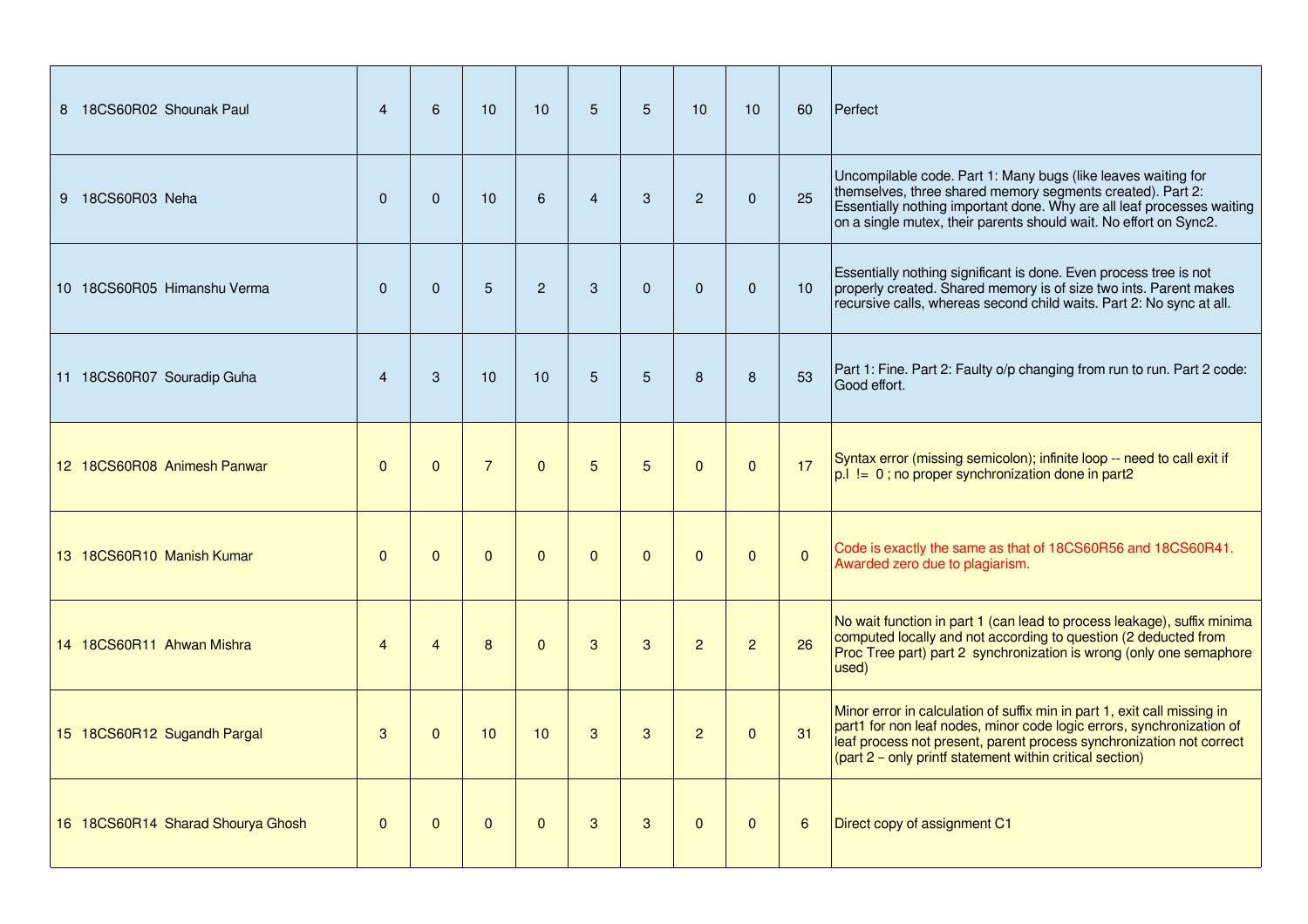| | | | | | | | | | | |
|---|---|---|---|---|---|---|---|---|---|---|
| 8 18CS60R02 Shounak Paul | 4 | 6 | 10 | 10 | 5 | 5 | 10 | 10 | 60 | Perfect |
| 9 18CS60R03 Neha | 0 | 0 | 10 | 6 | 4 | 3 | 2 | 0 | 25 | Uncompilable code. Part 1: Many bugs (like leaves waiting for themselves, three shared memory segments created). Part 2: Essentially nothing important done. Why are all leaf processes waiting on a single mutex, their parents should wait. No effort on Sync2. |
| 10 18CS60R05 Himanshu Verma | 0 | 0 | 5 | 2 | 3 | 0 | 0 | 0 | 10 | Essentially nothing significant is done. Even process tree is not properly created. Shared memory is of size two ints. Parent makes recursive calls, whereas second child waits. Part 2: No sync at all. |
| 11 18CS60R07 Souradip Guha | 4 | 3 | 10 | 10 | 5 | 5 | 8 | 8 | 53 | Part 1: Fine. Part 2: Faulty o/p changing from run to run. Part 2 code: Good effort. |
| 12 18CS60R08 Animesh Panwar | 0 | 0 | 7 | 0 | 5 | 5 | 0 | 0 | 17 | Syntax error (missing semicolon); infinite loop -- need to call exit if p.l != 0 ; no proper synchronization done in part2 |
| 13 18CS60R10 Manish Kumar | 0 | 0 | 0 | 0 | 0 | 0 | 0 | 0 | 0 | Code is exactly the same as that of 18CS60R56 and 18CS60R41. Awarded zero due to plagiarism. |
| 14 18CS60R11 Ahwan Mishra | 4 | 4 | 8 | 0 | 3 | 3 | 2 | 2 | 26 | No wait function in part 1 (can lead to process leakage), suffix minima computed locally and not according to question (2 deducted from Proc Tree part) part 2 synchronization is wrong (only one semaphore used) |
| 15 18CS60R12 Sugandh Pargal | 3 | 0 | 10 | 10 | 3 | 3 | 2 | 0 | 31 | Minor error in calculation of suffix min in part 1, exit call missing in part1 for non leaf nodes, minor code logic errors, synchronization of leaf process not present, parent process synchronization not correct (part 2 – only printf statement within critical section) |
| 16 18CS60R14 Sharad Shourya Ghosh | 0 | 0 | 0 | 0 | 3 | 3 | 0 | 0 | 6 | Direct copy of assignment C1 |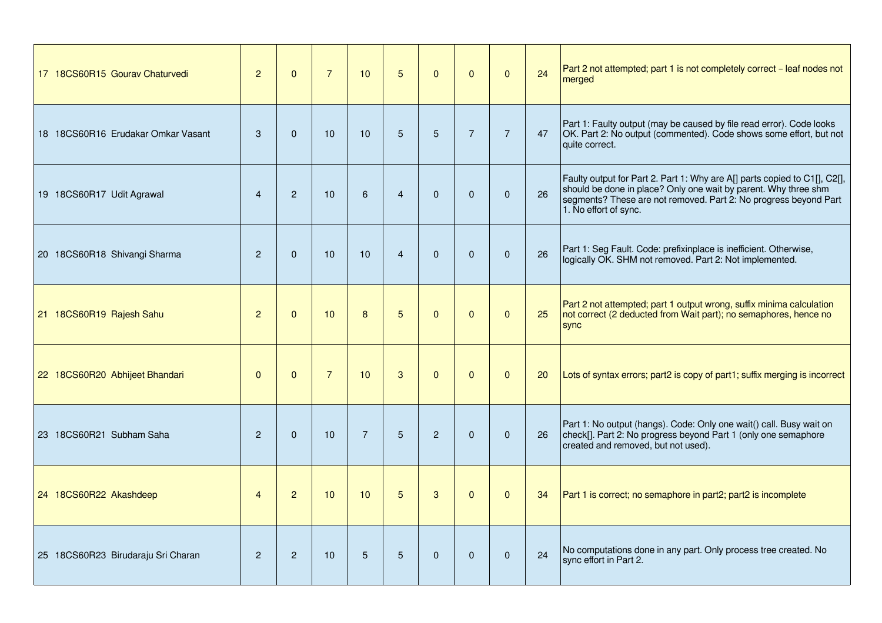| | | | | | | | | | | | |
|---|---|---|---|---|---|---|---|---|---|---|---|
| 17 18CS60R15 Gourav Chaturvedi | 2 | 0 | 7 | 10 | 5 | 0 | 0 | 0 | 24 | Part 2 not attempted; part 1 is not completely correct – leaf nodes not merged |
| 18 18CS60R16 Erudakar Omkar Vasant | 3 | 0 | 10 | 10 | 5 | 5 | 7 | 7 | 47 | Part 1: Faulty output (may be caused by file read error). Code looks OK. Part 2: No output (commented). Code shows some effort, but not quite correct. |
| 19 18CS60R17 Udit Agrawal | 4 | 2 | 10 | 6 | 4 | 0 | 0 | 0 | 26 | Faulty output for Part 2. Part 1: Why are A[] parts copied to C1[], C2[], should be done in place? Only one wait by parent. Why three shm segments? These are not removed. Part 2: No progress beyond Part 1. No effort of sync. |
| 20 18CS60R18 Shivangi Sharma | 2 | 0 | 10 | 10 | 4 | 0 | 0 | 0 | 26 | Part 1: Seg Fault. Code: prefixinplace is inefficient. Otherwise, logically OK. SHM not removed. Part 2: Not implemented. |
| 21 18CS60R19 Rajesh Sahu | 2 | 0 | 10 | 8 | 5 | 0 | 0 | 0 | 25 | Part 2 not attempted; part 1 output wrong, suffix minima calculation not correct (2 deducted from Wait part); no semaphores, hence no sync |
| 22 18CS60R20 Abhijeet Bhandari | 0 | 0 | 7 | 10 | 3 | 0 | 0 | 0 | 20 | Lots of syntax errors; part2 is copy of part1; suffix merging is incorrect |
| 23 18CS60R21 Subham Saha | 2 | 0 | 10 | 7 | 5 | 2 | 0 | 0 | 26 | Part 1: No output (hangs). Code: Only one wait() call. Busy wait on check[]. Part 2: No progress beyond Part 1 (only one semaphore created and removed, but not used). |
| 24 18CS60R22 Akashdeep | 4 | 2 | 10 | 10 | 5 | 3 | 0 | 0 | 34 | Part 1 is correct; no semaphore in part2; part2 is incomplete |
| 25 18CS60R23 Birudaraju Sri Charan | 2 | 2 | 10 | 5 | 5 | 0 | 0 | 0 | 24 | No computations done in any part. Only process tree created. No sync effort in Part 2. |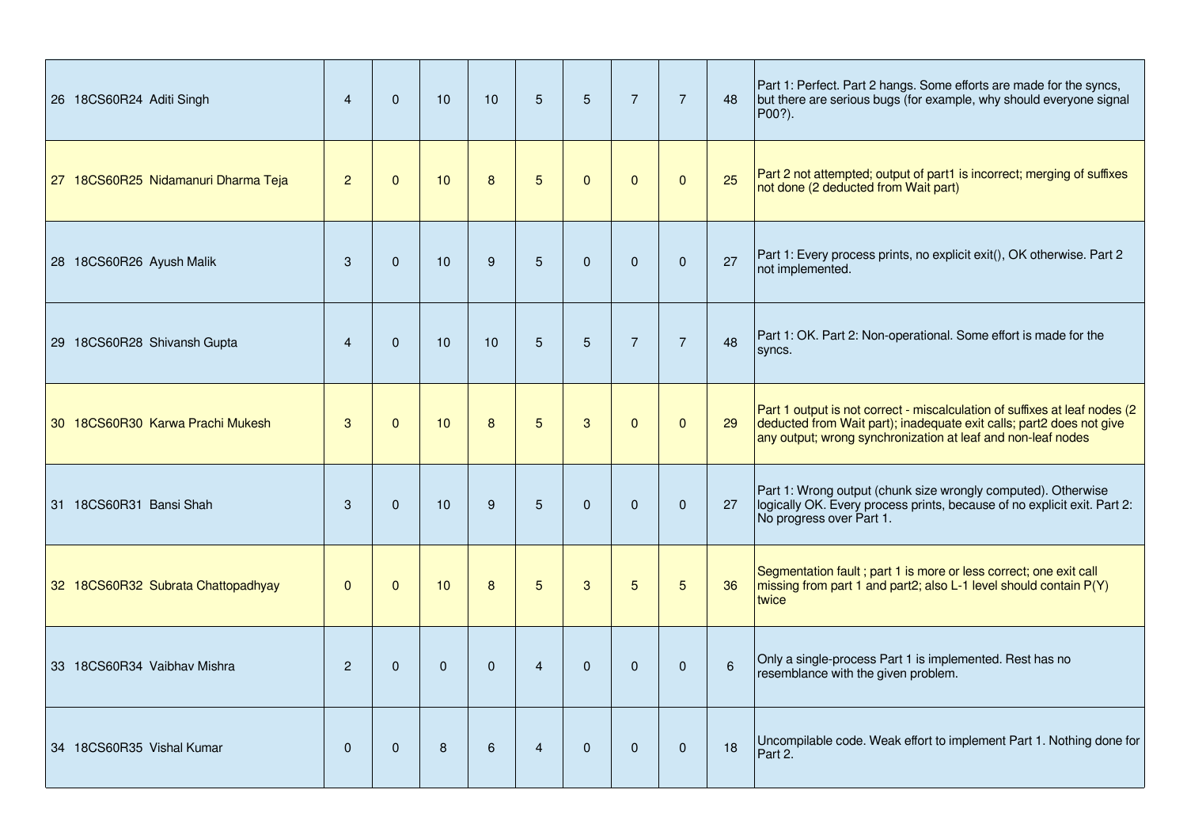| | | | | | | | | | | | |
|---|---|---|---|---|---|---|---|---|---|---|---|
| 26 18CS60R24 Aditi Singh | 4 | 0 | 10 | 10 | 5 | 5 | 7 | 7 | 48 | Part 1: Perfect. Part 2 hangs. Some efforts are made for the syncs, but there are serious bugs (for example, why should everyone signal P00?). |
| 27 18CS60R25 Nidamanuri Dharma Teja | 2 | 0 | 10 | 8 | 5 | 0 | 0 | 0 | 25 | Part 2 not attempted; output of part1 is incorrect; merging of suffixes not done (2 deducted from Wait part) |
| 28 18CS60R26 Ayush Malik | 3 | 0 | 10 | 9 | 5 | 0 | 0 | 0 | 27 | Part 1: Every process prints, no explicit exit(), OK otherwise. Part 2 not implemented. |
| 29 18CS60R28 Shivansh Gupta | 4 | 0 | 10 | 10 | 5 | 5 | 7 | 7 | 48 | Part 1: OK. Part 2: Non-operational. Some effort is made for the syncs. |
| 30 18CS60R30 Karwa Prachi Mukesh | 3 | 0 | 10 | 8 | 5 | 3 | 0 | 0 | 29 | Part 1 output is not correct - miscalculation of suffixes at leaf nodes (2 deducted from Wait part); inadequate exit calls; part2 does not give any output; wrong synchronization at leaf and non-leaf nodes |
| 31 18CS60R31 Bansi Shah | 3 | 0 | 10 | 9 | 5 | 0 | 0 | 0 | 27 | Part 1: Wrong output (chunk size wrongly computed). Otherwise logically OK. Every process prints, because of no explicit exit. Part 2: No progress over Part 1. |
| 32 18CS60R32 Subrata Chattopadhyay | 0 | 0 | 10 | 8 | 5 | 3 | 5 | 5 | 36 | Segmentation fault ; part 1 is more or less correct; one exit call missing from part 1 and part2; also L-1 level should contain P(Y) twice |
| 33 18CS60R34 Vaibhav Mishra | 2 | 0 | 0 | 0 | 4 | 0 | 0 | 0 | 6 | Only a single-process Part 1 is implemented. Rest has no resemblance with the given problem. |
| 34 18CS60R35 Vishal Kumar | 0 | 0 | 8 | 6 | 4 | 0 | 0 | 0 | 18 | Uncompilable code. Weak effort to implement Part 1. Nothing done for Part 2. |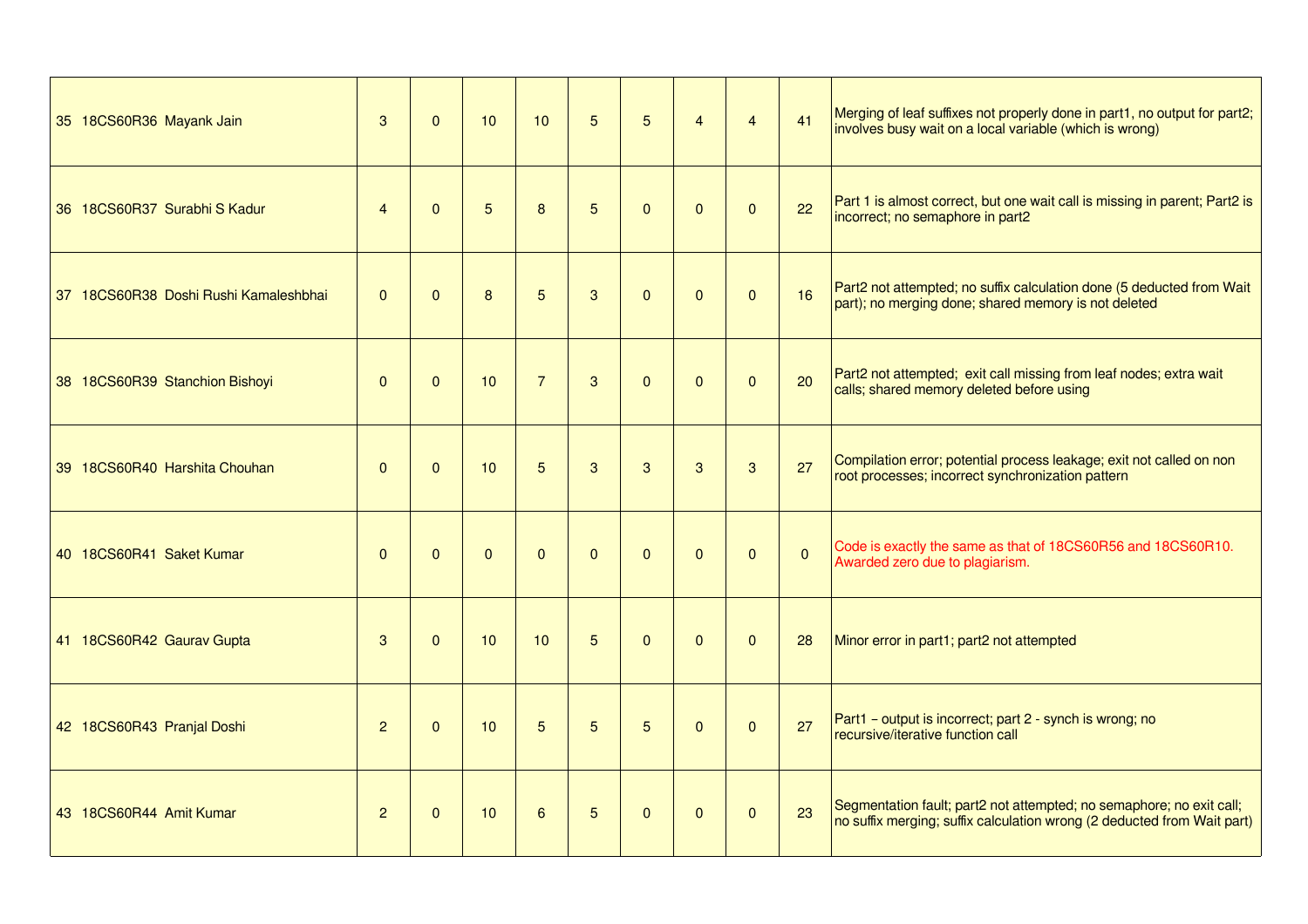| | | | | | | | | | | |
|---|---|---|---|---|---|---|---|---|---|---|
| 35 18CS60R36 Mayank Jain | 3 | 0 | 10 | 10 | 5 | 5 | 4 | 4 | 41 | Merging of leaf suffixes not properly done in part1, no output for part2; involves busy wait on a local variable (which is wrong) |
| 36 18CS60R37 Surabhi S Kadur | 4 | 0 | 5 | 8 | 5 | 0 | 0 | 0 | 22 | Part 1 is almost correct, but one wait call is missing in parent; Part2 is incorrect; no semaphore in part2 |
| 37 18CS60R38 Doshi Rushi Kamaleshbhai | 0 | 0 | 8 | 5 | 3 | 0 | 0 | 0 | 16 | Part2 not attempted; no suffix calculation done (5 deducted from Wait part); no merging done; shared memory is not deleted |
| 38 18CS60R39 Stanchion Bishoyi | 0 | 0 | 10 | 7 | 3 | 0 | 0 | 0 | 20 | Part2 not attempted; exit call missing from leaf nodes; extra wait calls; shared memory deleted before using |
| 39 18CS60R40 Harshita Chouhan | 0 | 0 | 10 | 5 | 3 | 3 | 3 | 3 | 27 | Compilation error; potential process leakage; exit not called on non root processes; incorrect synchronization pattern |
| 40 18CS60R41 Saket Kumar | 0 | 0 | 0 | 0 | 0 | 0 | 0 | 0 | 0 | Code is exactly the same as that of 18CS60R56 and 18CS60R10. Awarded zero due to plagiarism. |
| 41 18CS60R42 Gaurav Gupta | 3 | 0 | 10 | 10 | 5 | 0 | 0 | 0 | 28 | Minor error in part1; part2 not attempted |
| 42 18CS60R43 Pranjal Doshi | 2 | 0 | 10 | 5 | 5 | 5 | 0 | 0 | 27 | Part1 – output is incorrect; part 2 - synch is wrong; no recursive/iterative function call |
| 43 18CS60R44 Amit Kumar | 2 | 0 | 10 | 6 | 5 | 0 | 0 | 0 | 23 | Segmentation fault; part2 not attempted; no semaphore; no exit call; no suffix merging; suffix calculation wrong (2 deducted from Wait part) |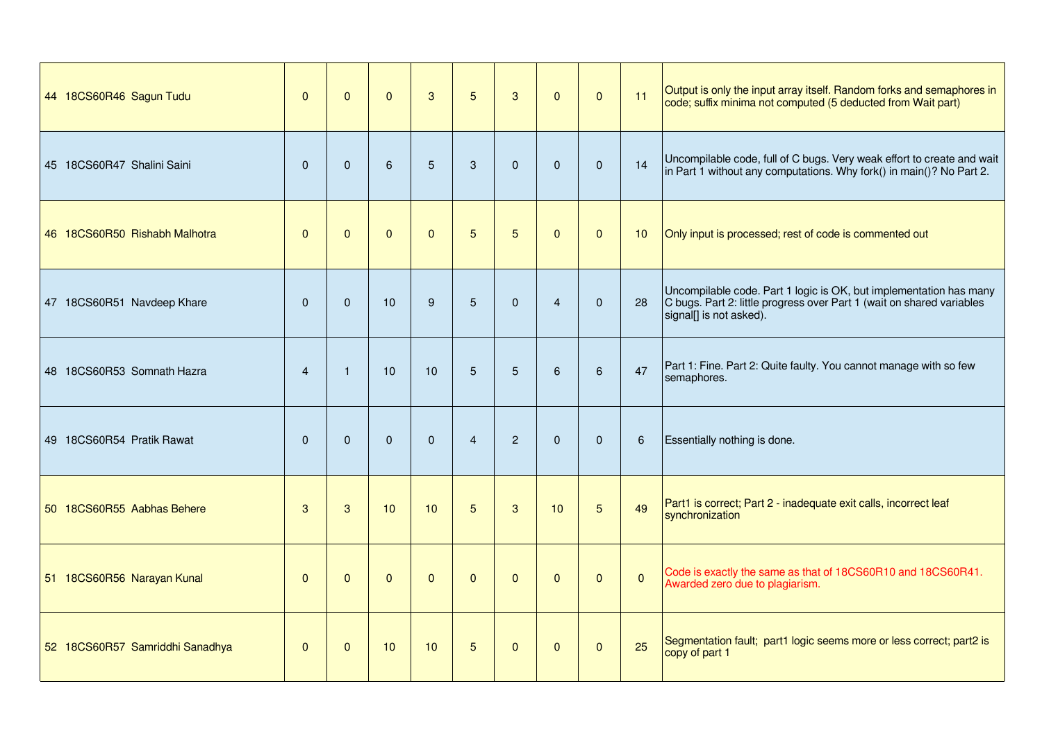| | | | | | | | | | | |
|---|---|---|---|---|---|---|---|---|---|---|
| 44 18CS60R46 Sagun Tudu | 0 | 0 | 0 | 3 | 5 | 3 | 0 | 0 | 11 | Output is only the input array itself. Random forks and semaphores in code; suffix minima not computed (5 deducted from Wait part) |
| 45 18CS60R47 Shalini Saini | 0 | 0 | 6 | 5 | 3 | 0 | 0 | 0 | 14 | Uncompilable code, full of C bugs. Very weak effort to create and wait in Part 1 without any computations. Why fork() in main()? No Part 2. |
| 46 18CS60R50 Rishabh Malhotra | 0 | 0 | 0 | 0 | 5 | 5 | 0 | 0 | 10 | Only input is processed; rest of code is commented out |
| 47 18CS60R51 Navdeep Khare | 0 | 0 | 10 | 9 | 5 | 0 | 4 | 0 | 28 | Uncompilable code. Part 1 logic is OK, but implementation has many C bugs. Part 2: little progress over Part 1 (wait on shared variables signal[] is not asked). |
| 48 18CS60R53 Somnath Hazra | 4 | 1 | 10 | 10 | 5 | 5 | 6 | 6 | 47 | Part 1: Fine. Part 2: Quite faulty. You cannot manage with so few semaphores. |
| 49 18CS60R54 Pratik Rawat | 0 | 0 | 0 | 0 | 4 | 2 | 0 | 0 | 6 | Essentially nothing is done. |
| 50 18CS60R55 Aabhas Behere | 3 | 3 | 10 | 10 | 5 | 3 | 10 | 5 | 49 | Part1 is correct; Part 2 - inadequate exit calls, incorrect leaf synchronization |
| 51 18CS60R56 Narayan Kunal | 0 | 0 | 0 | 0 | 0 | 0 | 0 | 0 | 0 | Code is exactly the same as that of 18CS60R10 and 18CS60R41. Awarded zero due to plagiarism. |
| 52 18CS60R57 Samriddhi Sanadhya | 0 | 0 | 10 | 10 | 5 | 0 | 0 | 0 | 25 | Segmentation fault; part1 logic seems more or less correct; part2 is copy of part 1 |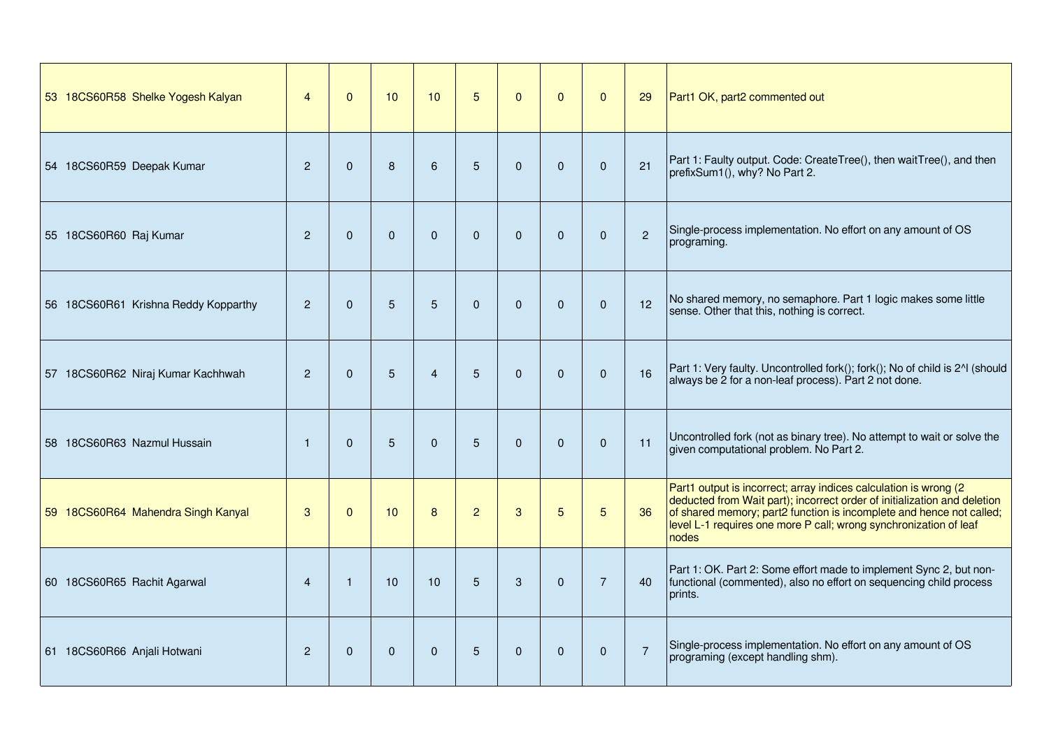| | | | | | | | | | | |
|---|---|---|---|---|---|---|---|---|---|---|
| 53 18CS60R58 Shelke Yogesh Kalyan | 4 | 0 | 10 | 10 | 5 | 0 | 0 | 0 | 29 | Part1 OK, part2 commented out |
| 54 18CS60R59 Deepak Kumar | 2 | 0 | 8 | 6 | 5 | 0 | 0 | 0 | 21 | Part 1: Faulty output. Code: CreateTree(), then waitTree(), and then prefixSum1(), why? No Part 2. |
| 55 18CS60R60 Raj Kumar | 2 | 0 | 0 | 0 | 0 | 0 | 0 | 0 | 2 | Single-process implementation. No effort on any amount of OS programing. |
| 56 18CS60R61 Krishna Reddy Kopparthy | 2 | 0 | 5 | 5 | 0 | 0 | 0 | 0 | 12 | No shared memory, no semaphore. Part 1 logic makes some little sense. Other that this, nothing is correct. |
| 57 18CS60R62 Niraj Kumar Kachhwah | 2 | 0 | 5 | 4 | 5 | 0 | 0 | 0 | 16 | Part 1: Very faulty. Uncontrolled fork(); fork(); No of child is 2^l (should always be 2 for a non-leaf process). Part 2 not done. |
| 58 18CS60R63 Nazmul Hussain | 1 | 0 | 5 | 0 | 5 | 0 | 0 | 0 | 11 | Uncontrolled fork (not as binary tree). No attempt to wait or solve the given computational problem. No Part 2. |
| 59 18CS60R64 Mahendra Singh Kanyal | 3 | 0 | 10 | 8 | 2 | 3 | 5 | 5 | 36 | Part1 output is incorrect; array indices calculation is wrong (2 deducted from Wait part); incorrect order of initialization and deletion of shared memory; part2 function is incomplete and hence not called; level L-1 requires one more P call; wrong synchronization of leaf nodes |
| 60 18CS60R65 Rachit Agarwal | 4 | 1 | 10 | 10 | 5 | 3 | 0 | 7 | 40 | Part 1: OK. Part 2: Some effort made to implement Sync 2, but non-functional (commented), also no effort on sequencing child process prints. |
| 61 18CS60R66 Anjali Hotwani | 2 | 0 | 0 | 0 | 5 | 0 | 0 | 0 | 7 | Single-process implementation. No effort on any amount of OS programing (except handling shm). |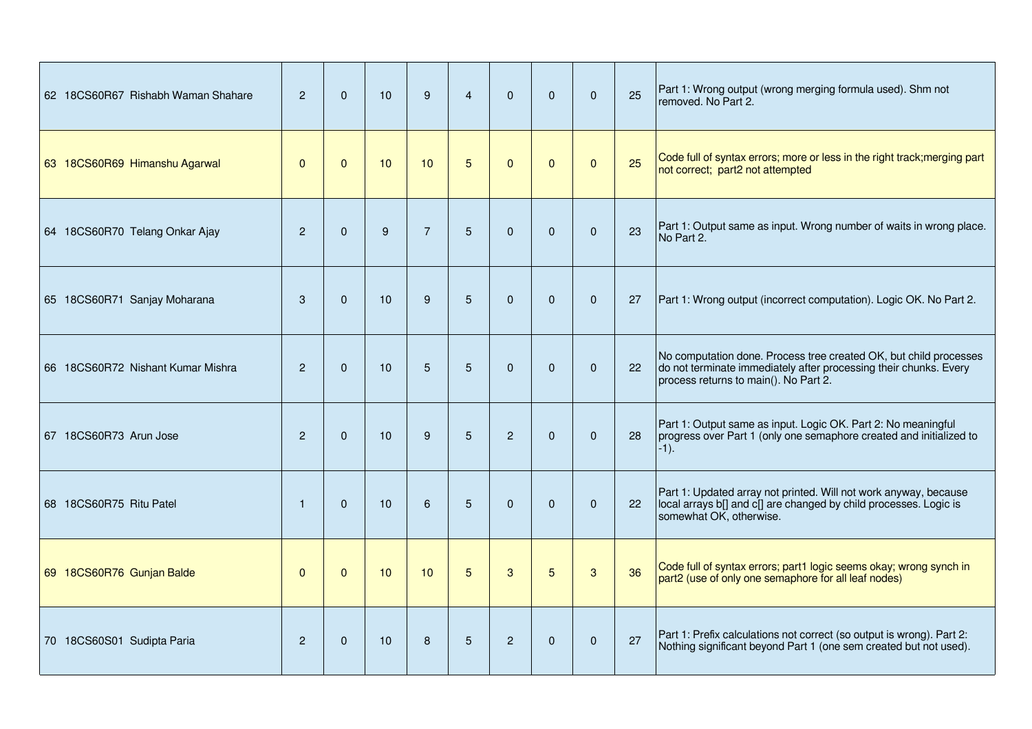| | | | | | | | | | | |
|---|---|---|---|---|---|---|---|---|---|---|
| 62 18CS60R67 Rishabh Waman Shahare | 2 | 0 | 10 | 9 | 4 | 0 | 0 | 0 | 25 | Part 1: Wrong output (wrong merging formula used). Shm not removed. No Part 2. |
| 63 18CS60R69 Himanshu Agarwal | 0 | 0 | 10 | 10 | 5 | 0 | 0 | 0 | 25 | Code full of syntax errors; more or less in the right track;merging part not correct; part2 not attempted |
| 64 18CS60R70 Telang Onkar Ajay | 2 | 0 | 9 | 7 | 5 | 0 | 0 | 0 | 23 | Part 1: Output same as input. Wrong number of waits in wrong place. No Part 2. |
| 65 18CS60R71 Sanjay Moharana | 3 | 0 | 10 | 9 | 5 | 0 | 0 | 0 | 27 | Part 1: Wrong output (incorrect computation). Logic OK. No Part 2. |
| 66 18CS60R72 Nishant Kumar Mishra | 2 | 0 | 10 | 5 | 5 | 0 | 0 | 0 | 22 | No computation done. Process tree created OK, but child processes do not terminate immediately after processing their chunks. Every process returns to main(). No Part 2. |
| 67 18CS60R73 Arun Jose | 2 | 0 | 10 | 9 | 5 | 2 | 0 | 0 | 28 | Part 1: Output same as input. Logic OK. Part 2: No meaningful progress over Part 1 (only one semaphore created and initialized to -1). |
| 68 18CS60R75 Ritu Patel | 1 | 0 | 10 | 6 | 5 | 0 | 0 | 0 | 22 | Part 1: Updated array not printed. Will not work anyway, because local arrays b[] and c[] are changed by child processes. Logic is somewhat OK, otherwise. |
| 69 18CS60R76 Gunjan Balde | 0 | 0 | 10 | 10 | 5 | 3 | 5 | 3 | 36 | Code full of syntax errors; part1 logic seems okay; wrong synch in part2 (use of only one semaphore for all leaf nodes) |
| 70 18CS60S01 Sudipta Paria | 2 | 0 | 10 | 8 | 5 | 2 | 0 | 0 | 27 | Part 1: Prefix calculations not correct (so output is wrong). Part 2: Nothing significant beyond Part 1 (one sem created but not used). |